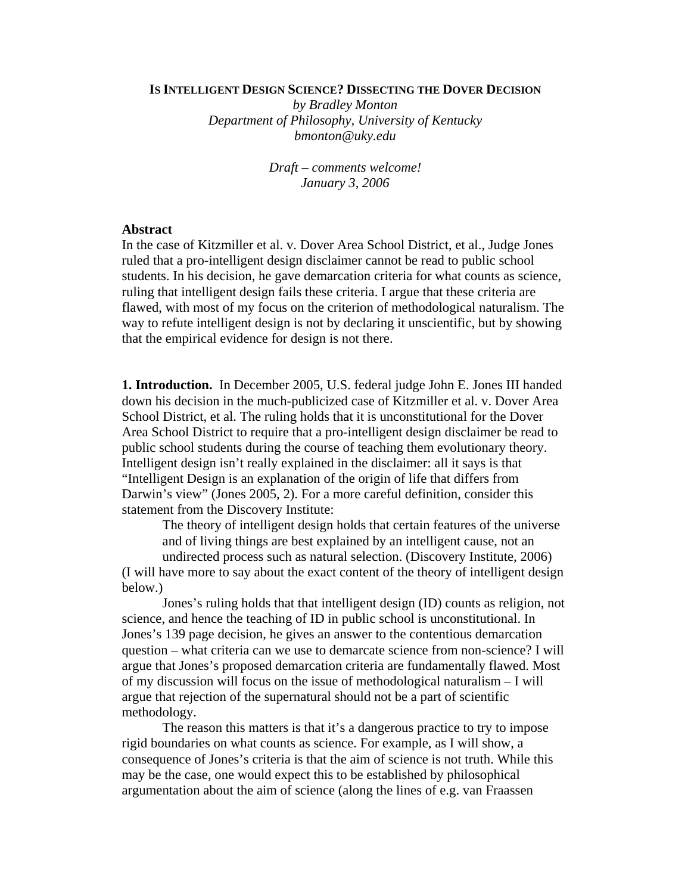# IS INTELLIGENT DESIGN SCIENCE? DISSECTING THE DOVER DECISION

*by Bradley Monton*
*Department of Philosophy, University of Kentucky*
*bmonton@uky.edu*

*Draft – comments welcome!*
*January 3, 2006*

**Abstract**

In the case of Kitzmiller et al. v. Dover Area School District, et al., Judge Jones ruled that a pro-intelligent design disclaimer cannot be read to public school students. In his decision, he gave demarcation criteria for what counts as science, ruling that intelligent design fails these criteria. I argue that these criteria are flawed, with most of my focus on the criterion of methodological naturalism. The way to refute intelligent design is not by declaring it unscientific, but by showing that the empirical evidence for design is not there.

**1. Introduction.** In December 2005, U.S. federal judge John E. Jones III handed down his decision in the much-publicized case of Kitzmiller et al. v. Dover Area School District, et al. The ruling holds that it is unconstitutional for the Dover Area School District to require that a pro-intelligent design disclaimer be read to public school students during the course of teaching them evolutionary theory. Intelligent design isn't really explained in the disclaimer: all it says is that "Intelligent Design is an explanation of the origin of life that differs from Darwin's view" (Jones 2005, 2). For a more careful definition, consider this statement from the Discovery Institute:

> The theory of intelligent design holds that certain features of the universe and of living things are best explained by an intelligent cause, not an undirected process such as natural selection. (Discovery Institute, 2006)

(I will have more to say about the exact content of the theory of intelligent design below.)

Jones's ruling holds that that intelligent design (ID) counts as religion, not science, and hence the teaching of ID in public school is unconstitutional. In Jones's 139 page decision, he gives an answer to the contentious demarcation question – what criteria can we use to demarcate science from non-science? I will argue that Jones's proposed demarcation criteria are fundamentally flawed. Most of my discussion will focus on the issue of methodological naturalism – I will argue that rejection of the supernatural should not be a part of scientific methodology.

The reason this matters is that it's a dangerous practice to try to impose rigid boundaries on what counts as science. For example, as I will show, a consequence of Jones's criteria is that the aim of science is not truth. While this may be the case, one would expect this to be established by philosophical argumentation about the aim of science (along the lines of e.g. van Fraassen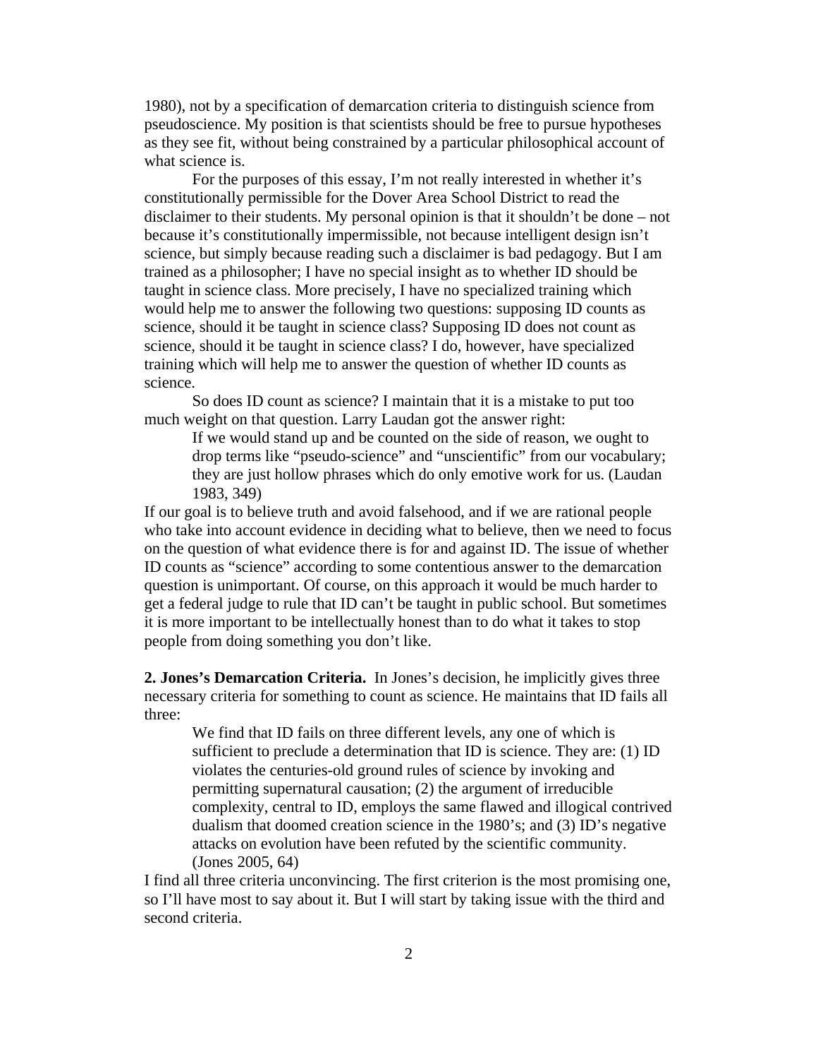1980), not by a specification of demarcation criteria to distinguish science from pseudoscience. My position is that scientists should be free to pursue hypotheses as they see fit, without being constrained by a particular philosophical account of what science is.

For the purposes of this essay, I'm not really interested in whether it's constitutionally permissible for the Dover Area School District to read the disclaimer to their students. My personal opinion is that it shouldn't be done – not because it's constitutionally impermissible, not because intelligent design isn't science, but simply because reading such a disclaimer is bad pedagogy. But I am trained as a philosopher; I have no special insight as to whether ID should be taught in science class. More precisely, I have no specialized training which would help me to answer the following two questions: supposing ID counts as science, should it be taught in science class? Supposing ID does not count as science, should it be taught in science class? I do, however, have specialized training which will help me to answer the question of whether ID counts as science.

So does ID count as science? I maintain that it is a mistake to put too much weight on that question. Larry Laudan got the answer right:

> If we would stand up and be counted on the side of reason, we ought to drop terms like "pseudo-science" and "unscientific" from our vocabulary; they are just hollow phrases which do only emotive work for us. (Laudan 1983, 349)

If our goal is to believe truth and avoid falsehood, and if we are rational people who take into account evidence in deciding what to believe, then we need to focus on the question of what evidence there is for and against ID. The issue of whether ID counts as "science" according to some contentious answer to the demarcation question is unimportant. Of course, on this approach it would be much harder to get a federal judge to rule that ID can't be taught in public school. But sometimes it is more important to be intellectually honest than to do what it takes to stop people from doing something you don't like.

**2. Jones's Demarcation Criteria.** In Jones's decision, he implicitly gives three necessary criteria for something to count as science. He maintains that ID fails all three:

> We find that ID fails on three different levels, any one of which is sufficient to preclude a determination that ID is science. They are: (1) ID violates the centuries-old ground rules of science by invoking and permitting supernatural causation; (2) the argument of irreducible complexity, central to ID, employs the same flawed and illogical contrived dualism that doomed creation science in the 1980's; and (3) ID's negative attacks on evolution have been refuted by the scientific community. (Jones 2005, 64)

I find all three criteria unconvincing. The first criterion is the most promising one, so I'll have most to say about it. But I will start by taking issue with the third and second criteria.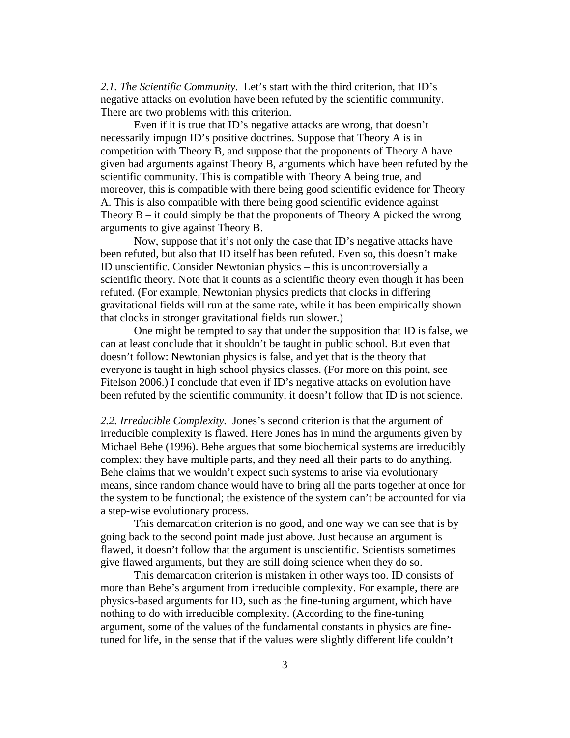*2.1. The Scientific Community.* Let's start with the third criterion, that ID's negative attacks on evolution have been refuted by the scientific community. There are two problems with this criterion.

Even if it is true that ID's negative attacks are wrong, that doesn't necessarily impugn ID's positive doctrines. Suppose that Theory A is in competition with Theory B, and suppose that the proponents of Theory A have given bad arguments against Theory B, arguments which have been refuted by the scientific community. This is compatible with Theory A being true, and moreover, this is compatible with there being good scientific evidence for Theory A. This is also compatible with there being good scientific evidence against Theory B – it could simply be that the proponents of Theory A picked the wrong arguments to give against Theory B.

Now, suppose that it's not only the case that ID's negative attacks have been refuted, but also that ID itself has been refuted. Even so, this doesn't make ID unscientific. Consider Newtonian physics – this is uncontroversially a scientific theory. Note that it counts as a scientific theory even though it has been refuted. (For example, Newtonian physics predicts that clocks in differing gravitational fields will run at the same rate, while it has been empirically shown that clocks in stronger gravitational fields run slower.)

One might be tempted to say that under the supposition that ID is false, we can at least conclude that it shouldn't be taught in public school. But even that doesn't follow: Newtonian physics is false, and yet that is the theory that everyone is taught in high school physics classes. (For more on this point, see Fitelson 2006.) I conclude that even if ID's negative attacks on evolution have been refuted by the scientific community, it doesn't follow that ID is not science.

*2.2. Irreducible Complexity.* Jones's second criterion is that the argument of irreducible complexity is flawed. Here Jones has in mind the arguments given by Michael Behe (1996). Behe argues that some biochemical systems are irreducibly complex: they have multiple parts, and they need all their parts to do anything. Behe claims that we wouldn't expect such systems to arise via evolutionary means, since random chance would have to bring all the parts together at once for the system to be functional; the existence of the system can't be accounted for via a step-wise evolutionary process.

This demarcation criterion is no good, and one way we can see that is by going back to the second point made just above. Just because an argument is flawed, it doesn't follow that the argument is unscientific. Scientists sometimes give flawed arguments, but they are still doing science when they do so.

This demarcation criterion is mistaken in other ways too. ID consists of more than Behe's argument from irreducible complexity. For example, there are physics-based arguments for ID, such as the fine-tuning argument, which have nothing to do with irreducible complexity. (According to the fine-tuning argument, some of the values of the fundamental constants in physics are fine-tuned for life, in the sense that if the values were slightly different life couldn't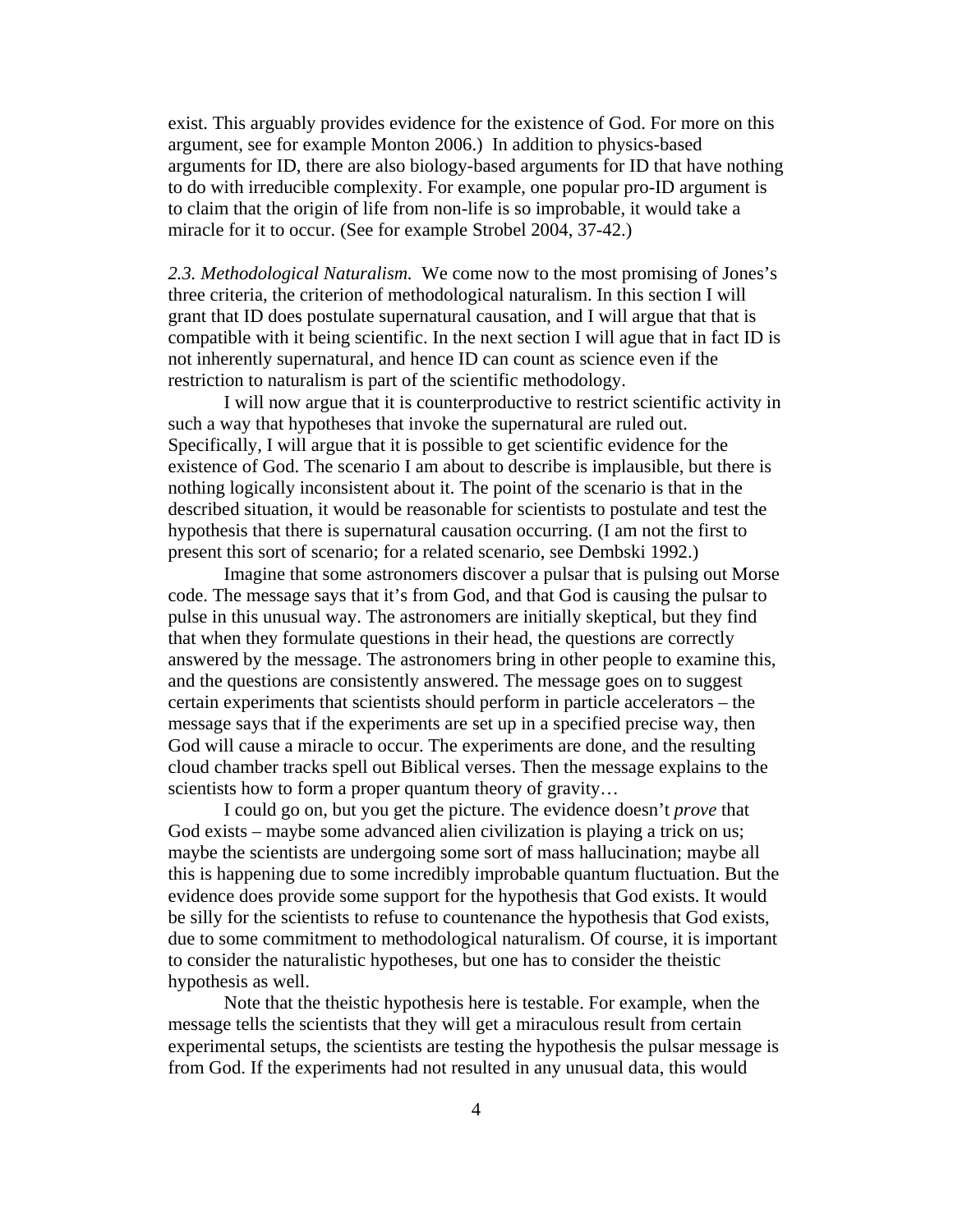exist. This arguably provides evidence for the existence of God. For more on this argument, see for example Monton 2006.) In addition to physics-based arguments for ID, there are also biology-based arguments for ID that have nothing to do with irreducible complexity. For example, one popular pro-ID argument is to claim that the origin of life from non-life is so improbable, it would take a miracle for it to occur. (See for example Strobel 2004, 37-42.)

*2.3. Methodological Naturalism.* We come now to the most promising of Jones's three criteria, the criterion of methodological naturalism. In this section I will grant that ID does postulate supernatural causation, and I will argue that that is compatible with it being scientific. In the next section I will ague that in fact ID is not inherently supernatural, and hence ID can count as science even if the restriction to naturalism is part of the scientific methodology.

I will now argue that it is counterproductive to restrict scientific activity in such a way that hypotheses that invoke the supernatural are ruled out. Specifically, I will argue that it is possible to get scientific evidence for the existence of God. The scenario I am about to describe is implausible, but there is nothing logically inconsistent about it. The point of the scenario is that in the described situation, it would be reasonable for scientists to postulate and test the hypothesis that there is supernatural causation occurring. (I am not the first to present this sort of scenario; for a related scenario, see Dembski 1992.)

Imagine that some astronomers discover a pulsar that is pulsing out Morse code. The message says that it's from God, and that God is causing the pulsar to pulse in this unusual way. The astronomers are initially skeptical, but they find that when they formulate questions in their head, the questions are correctly answered by the message. The astronomers bring in other people to examine this, and the questions are consistently answered. The message goes on to suggest certain experiments that scientists should perform in particle accelerators – the message says that if the experiments are set up in a specified precise way, then God will cause a miracle to occur. The experiments are done, and the resulting cloud chamber tracks spell out Biblical verses. Then the message explains to the scientists how to form a proper quantum theory of gravity…

I could go on, but you get the picture. The evidence doesn't *prove* that God exists – maybe some advanced alien civilization is playing a trick on us; maybe the scientists are undergoing some sort of mass hallucination; maybe all this is happening due to some incredibly improbable quantum fluctuation. But the evidence does provide some support for the hypothesis that God exists. It would be silly for the scientists to refuse to countenance the hypothesis that God exists, due to some commitment to methodological naturalism. Of course, it is important to consider the naturalistic hypotheses, but one has to consider the theistic hypothesis as well.

Note that the theistic hypothesis here is testable. For example, when the message tells the scientists that they will get a miraculous result from certain experimental setups, the scientists are testing the hypothesis the pulsar message is from God. If the experiments had not resulted in any unusual data, this would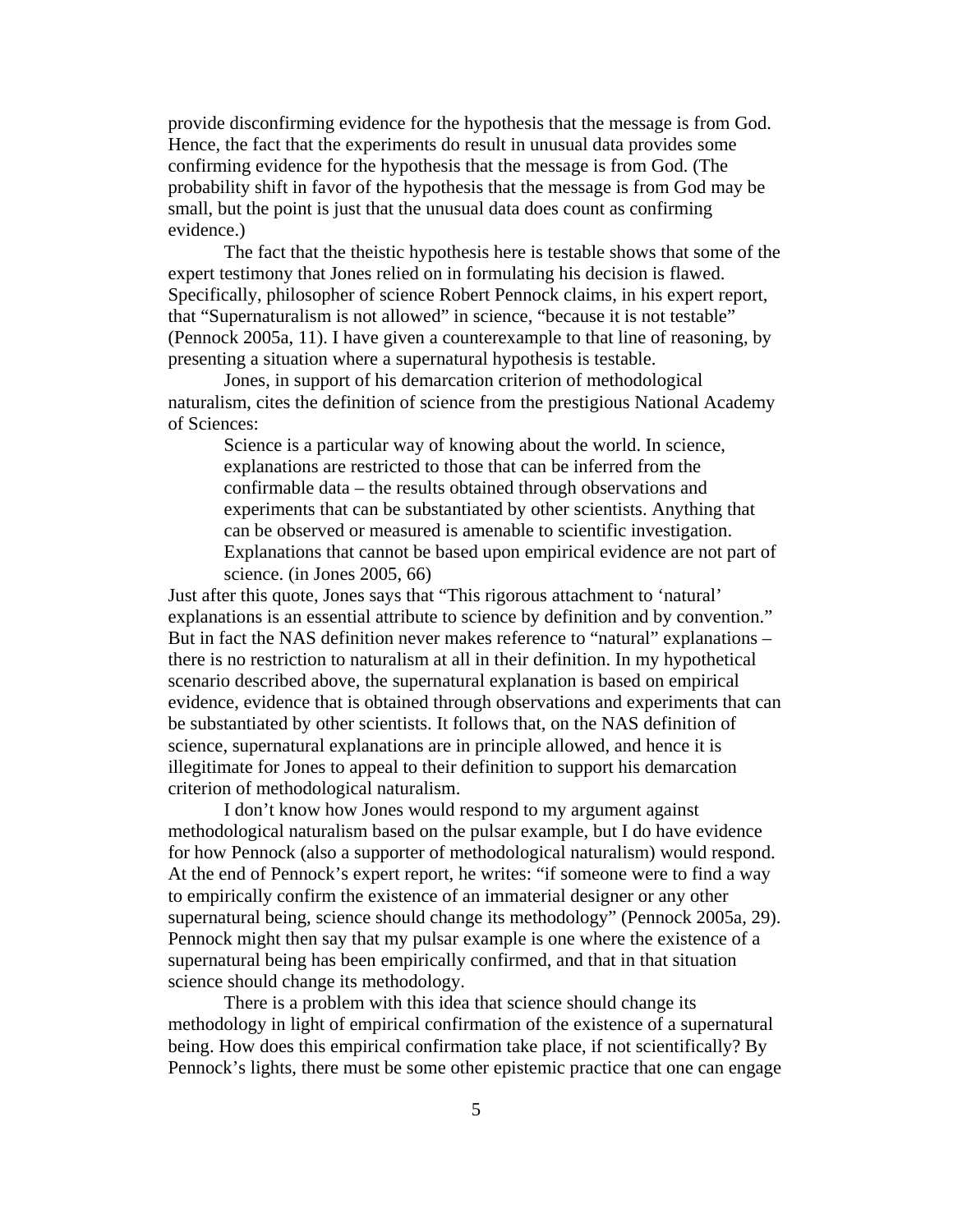provide disconfirming evidence for the hypothesis that the message is from God. Hence, the fact that the experiments do result in unusual data provides some confirming evidence for the hypothesis that the message is from God. (The probability shift in favor of the hypothesis that the message is from God may be small, but the point is just that the unusual data does count as confirming evidence.)

The fact that the theistic hypothesis here is testable shows that some of the expert testimony that Jones relied on in formulating his decision is flawed. Specifically, philosopher of science Robert Pennock claims, in his expert report, that "Supernaturalism is not allowed" in science, "because it is not testable" (Pennock 2005a, 11). I have given a counterexample to that line of reasoning, by presenting a situation where a supernatural hypothesis is testable.

Jones, in support of his demarcation criterion of methodological naturalism, cites the definition of science from the prestigious National Academy of Sciences:

> Science is a particular way of knowing about the world. In science, explanations are restricted to those that can be inferred from the confirmable data – the results obtained through observations and experiments that can be substantiated by other scientists. Anything that can be observed or measured is amenable to scientific investigation. Explanations that cannot be based upon empirical evidence are not part of science. (in Jones 2005, 66)

Just after this quote, Jones says that "This rigorous attachment to 'natural' explanations is an essential attribute to science by definition and by convention." But in fact the NAS definition never makes reference to "natural" explanations – there is no restriction to naturalism at all in their definition. In my hypothetical scenario described above, the supernatural explanation is based on empirical evidence, evidence that is obtained through observations and experiments that can be substantiated by other scientists. It follows that, on the NAS definition of science, supernatural explanations are in principle allowed, and hence it is illegitimate for Jones to appeal to their definition to support his demarcation criterion of methodological naturalism.

I don't know how Jones would respond to my argument against methodological naturalism based on the pulsar example, but I do have evidence for how Pennock (also a supporter of methodological naturalism) would respond. At the end of Pennock's expert report, he writes: "if someone were to find a way to empirically confirm the existence of an immaterial designer or any other supernatural being, science should change its methodology" (Pennock 2005a, 29). Pennock might then say that my pulsar example is one where the existence of a supernatural being has been empirically confirmed, and that in that situation science should change its methodology.

There is a problem with this idea that science should change its methodology in light of empirical confirmation of the existence of a supernatural being. How does this empirical confirmation take place, if not scientifically? By Pennock's lights, there must be some other epistemic practice that one can engage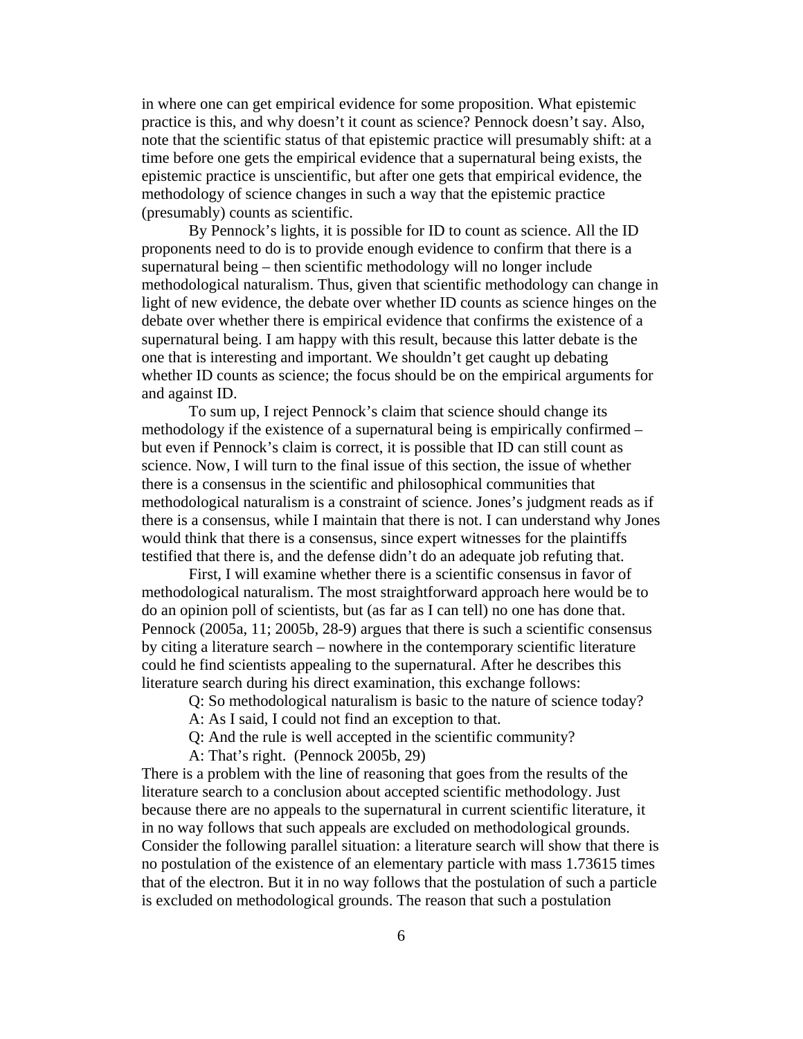in where one can get empirical evidence for some proposition. What epistemic practice is this, and why doesn't it count as science? Pennock doesn't say. Also, note that the scientific status of that epistemic practice will presumably shift: at a time before one gets the empirical evidence that a supernatural being exists, the epistemic practice is unscientific, but after one gets that empirical evidence, the methodology of science changes in such a way that the epistemic practice (presumably) counts as scientific.

By Pennock's lights, it is possible for ID to count as science. All the ID proponents need to do is to provide enough evidence to confirm that there is a supernatural being – then scientific methodology will no longer include methodological naturalism. Thus, given that scientific methodology can change in light of new evidence, the debate over whether ID counts as science hinges on the debate over whether there is empirical evidence that confirms the existence of a supernatural being. I am happy with this result, because this latter debate is the one that is interesting and important. We shouldn't get caught up debating whether ID counts as science; the focus should be on the empirical arguments for and against ID.

To sum up, I reject Pennock's claim that science should change its methodology if the existence of a supernatural being is empirically confirmed – but even if Pennock's claim is correct, it is possible that ID can still count as science. Now, I will turn to the final issue of this section, the issue of whether there is a consensus in the scientific and philosophical communities that methodological naturalism is a constraint of science. Jones's judgment reads as if there is a consensus, while I maintain that there is not. I can understand why Jones would think that there is a consensus, since expert witnesses for the plaintiffs testified that there is, and the defense didn't do an adequate job refuting that.

First, I will examine whether there is a scientific consensus in favor of methodological naturalism. The most straightforward approach here would be to do an opinion poll of scientists, but (as far as I can tell) no one has done that. Pennock (2005a, 11; 2005b, 28-9) argues that there is such a scientific consensus by citing a literature search – nowhere in the contemporary scientific literature could he find scientists appealing to the supernatural. After he describes this literature search during his direct examination, this exchange follows:

> Q: So methodological naturalism is basic to the nature of science today?
> A: As I said, I could not find an exception to that.
> Q: And the rule is well accepted in the scientific community?
> A: That's right. (Pennock 2005b, 29)

There is a problem with the line of reasoning that goes from the results of the literature search to a conclusion about accepted scientific methodology. Just because there are no appeals to the supernatural in current scientific literature, it in no way follows that such appeals are excluded on methodological grounds. Consider the following parallel situation: a literature search will show that there is no postulation of the existence of an elementary particle with mass 1.73615 times that of the electron. But it in no way follows that the postulation of such a particle is excluded on methodological grounds. The reason that such a postulation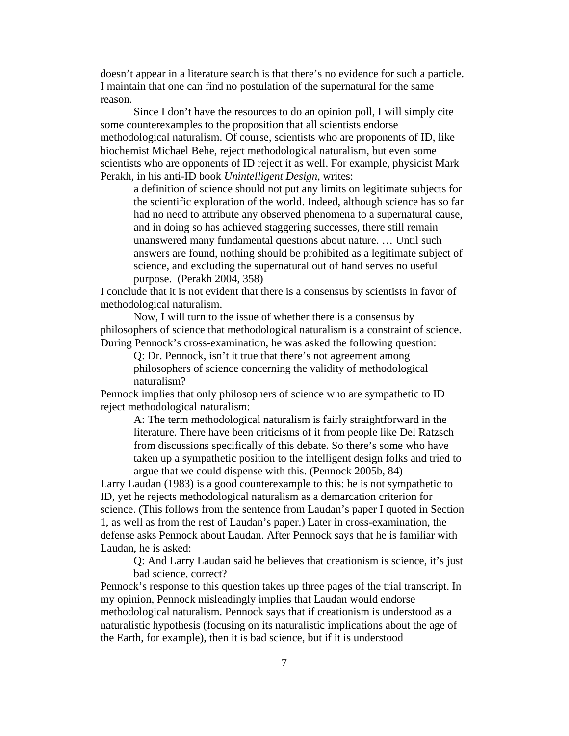doesn’t appear in a literature search is that there’s no evidence for such a particle. I maintain that one can find no postulation of the supernatural for the same reason.

Since I don’t have the resources to do an opinion poll, I will simply cite some counterexamples to the proposition that all scientists endorse methodological naturalism. Of course, scientists who are proponents of ID, like biochemist Michael Behe, reject methodological naturalism, but even some scientists who are opponents of ID reject it as well. For example, physicist Mark Perakh, in his anti-ID book *Unintelligent Design*, writes:

> a definition of science should not put any limits on legitimate subjects for the scientific exploration of the world. Indeed, although science has so far had no need to attribute any observed phenomena to a supernatural cause, and in doing so has achieved staggering successes, there still remain unanswered many fundamental questions about nature. … Until such answers are found, nothing should be prohibited as a legitimate subject of science, and excluding the supernatural out of hand serves no useful purpose. (Perakh 2004, 358)

I conclude that it is not evident that there is a consensus by scientists in favor of methodological naturalism.

Now, I will turn to the issue of whether there is a consensus by philosophers of science that methodological naturalism is a constraint of science. During Pennock’s cross-examination, he was asked the following question:

> Q: Dr. Pennock, isn’t it true that there’s not agreement among philosophers of science concerning the validity of methodological naturalism?

Pennock implies that only philosophers of science who are sympathetic to ID reject methodological naturalism:

> A: The term methodological naturalism is fairly straightforward in the literature. There have been criticisms of it from people like Del Ratzsch from discussions specifically of this debate. So there’s some who have taken up a sympathetic position to the intelligent design folks and tried to argue that we could dispense with this. (Pennock 2005b, 84)

Larry Laudan (1983) is a good counterexample to this: he is not sympathetic to ID, yet he rejects methodological naturalism as a demarcation criterion for science. (This follows from the sentence from Laudan’s paper I quoted in Section 1, as well as from the rest of Laudan’s paper.) Later in cross-examination, the defense asks Pennock about Laudan. After Pennock says that he is familiar with Laudan, he is asked:

> Q: And Larry Laudan said he believes that creationism is science, it’s just bad science, correct?

Pennock’s response to this question takes up three pages of the trial transcript. In my opinion, Pennock misleadingly implies that Laudan would endorse methodological naturalism. Pennock says that if creationism is understood as a naturalistic hypothesis (focusing on its naturalistic implications about the age of the Earth, for example), then it is bad science, but if it is understood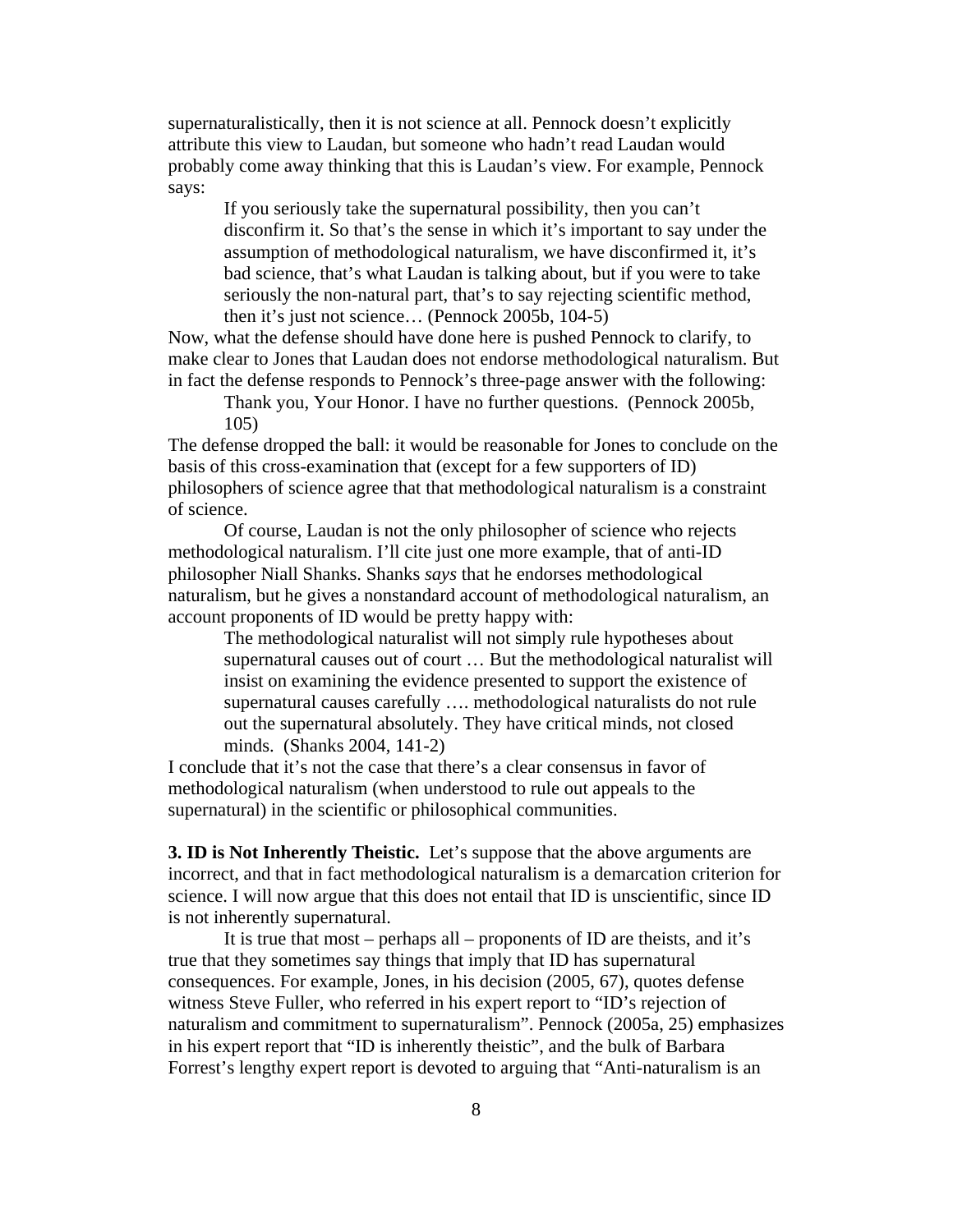supernaturalistically, then it is not science at all. Pennock doesn't explicitly attribute this view to Laudan, but someone who hadn't read Laudan would probably come away thinking that this is Laudan's view. For example, Pennock says:

> If you seriously take the supernatural possibility, then you can't disconfirm it. So that's the sense in which it's important to say under the assumption of methodological naturalism, we have disconfirmed it, it's bad science, that's what Laudan is talking about, but if you were to take seriously the non-natural part, that's to say rejecting scientific method, then it's just not science… (Pennock 2005b, 104-5)

Now, what the defense should have done here is pushed Pennock to clarify, to make clear to Jones that Laudan does not endorse methodological naturalism. But in fact the defense responds to Pennock's three-page answer with the following:

> Thank you, Your Honor. I have no further questions. (Pennock 2005b, 105)

The defense dropped the ball: it would be reasonable for Jones to conclude on the basis of this cross-examination that (except for a few supporters of ID) philosophers of science agree that that methodological naturalism is a constraint of science.

Of course, Laudan is not the only philosopher of science who rejects methodological naturalism. I'll cite just one more example, that of anti-ID philosopher Niall Shanks. Shanks *says* that he endorses methodological naturalism, but he gives a nonstandard account of methodological naturalism, an account proponents of ID would be pretty happy with:

> The methodological naturalist will not simply rule hypotheses about supernatural causes out of court … But the methodological naturalist will insist on examining the evidence presented to support the existence of supernatural causes carefully …. methodological naturalists do not rule out the supernatural absolutely. They have critical minds, not closed minds. (Shanks 2004, 141-2)

I conclude that it's not the case that there's a clear consensus in favor of methodological naturalism (when understood to rule out appeals to the supernatural) in the scientific or philosophical communities.

**3. ID is Not Inherently Theistic.** Let's suppose that the above arguments are incorrect, and that in fact methodological naturalism is a demarcation criterion for science. I will now argue that this does not entail that ID is unscientific, since ID is not inherently supernatural.

It is true that most – perhaps all – proponents of ID are theists, and it's true that they sometimes say things that imply that ID has supernatural consequences. For example, Jones, in his decision (2005, 67), quotes defense witness Steve Fuller, who referred in his expert report to "ID's rejection of naturalism and commitment to supernaturalism". Pennock (2005a, 25) emphasizes in his expert report that "ID is inherently theistic", and the bulk of Barbara Forrest's lengthy expert report is devoted to arguing that "Anti-naturalism is an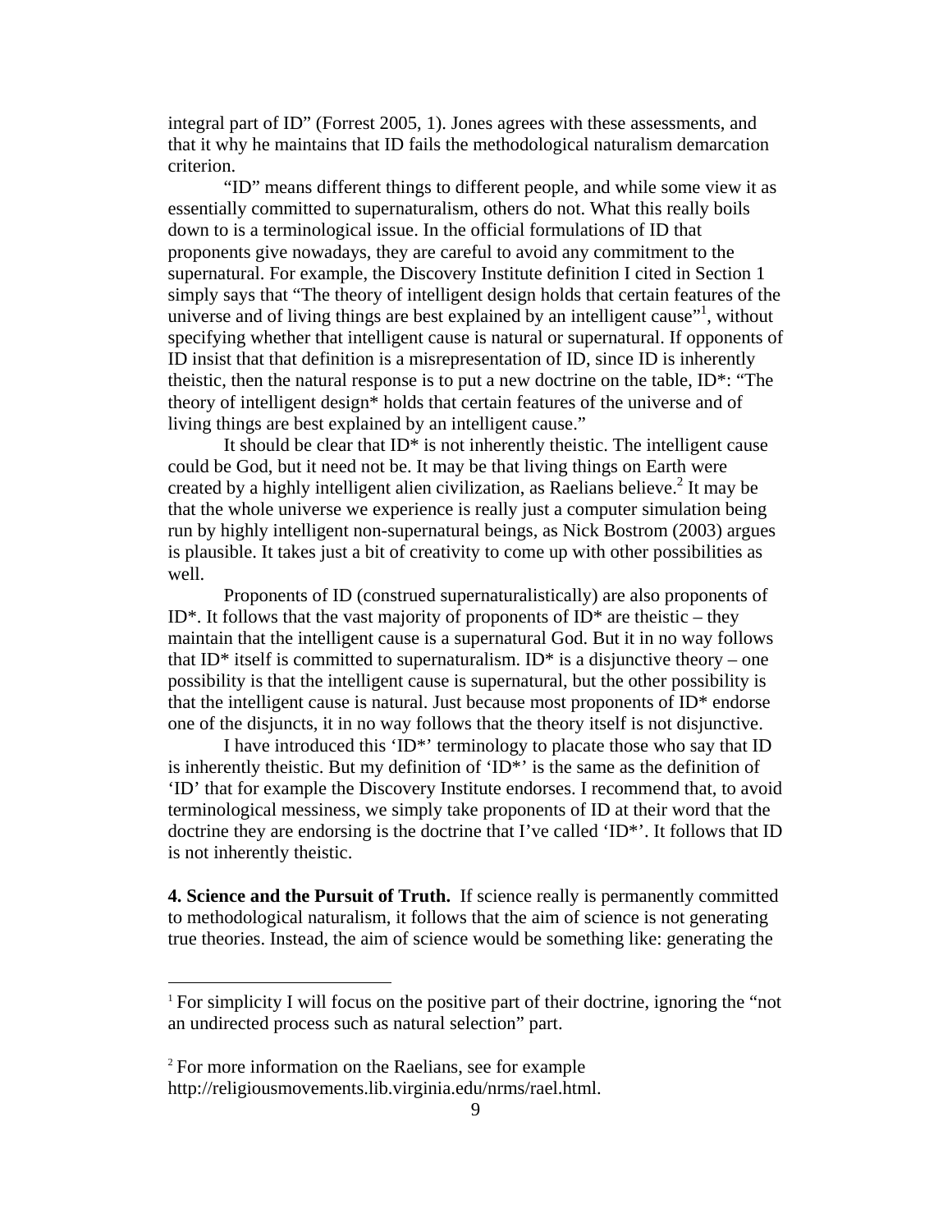integral part of ID" (Forrest 2005, 1). Jones agrees with these assessments, and that it why he maintains that ID fails the methodological naturalism demarcation criterion.

"ID" means different things to different people, and while some view it as essentially committed to supernaturalism, others do not. What this really boils down to is a terminological issue. In the official formulations of ID that proponents give nowadays, they are careful to avoid any commitment to the supernatural. For example, the Discovery Institute definition I cited in Section 1 simply says that "The theory of intelligent design holds that certain features of the universe and of living things are best explained by an intelligent cause"[1], without specifying whether that intelligent cause is natural or supernatural. If opponents of ID insist that that definition is a misrepresentation of ID, since ID is inherently theistic, then the natural response is to put a new doctrine on the table, ID*: "The theory of intelligent design* holds that certain features of the universe and of living things are best explained by an intelligent cause."

It should be clear that ID* is not inherently theistic. The intelligent cause could be God, but it need not be. It may be that living things on Earth were created by a highly intelligent alien civilization, as Raelians believe.[2] It may be that the whole universe we experience is really just a computer simulation being run by highly intelligent non-supernatural beings, as Nick Bostrom (2003) argues is plausible. It takes just a bit of creativity to come up with other possibilities as well.

Proponents of ID (construed supernaturalistically) are also proponents of ID*. It follows that the vast majority of proponents of ID* are theistic – they maintain that the intelligent cause is a supernatural God. But it in no way follows that ID* itself is committed to supernaturalism. ID* is a disjunctive theory – one possibility is that the intelligent cause is supernatural, but the other possibility is that the intelligent cause is natural. Just because most proponents of ID* endorse one of the disjuncts, it in no way follows that the theory itself is not disjunctive.

I have introduced this 'ID*' terminology to placate those who say that ID is inherently theistic. But my definition of 'ID*' is the same as the definition of 'ID' that for example the Discovery Institute endorses. I recommend that, to avoid terminological messiness, we simply take proponents of ID at their word that the doctrine they are endorsing is the doctrine that I've called 'ID*'. It follows that ID is not inherently theistic.

**4. Science and the Pursuit of Truth.** If science really is permanently committed to methodological naturalism, it follows that the aim of science is not generating true theories. Instead, the aim of science would be something like: generating the

---

[1] For simplicity I will focus on the positive part of their doctrine, ignoring the "not an undirected process such as natural selection" part.

[2] For more information on the Raelians, see for example http://religiousmovements.lib.virginia.edu/nrms/rael.html.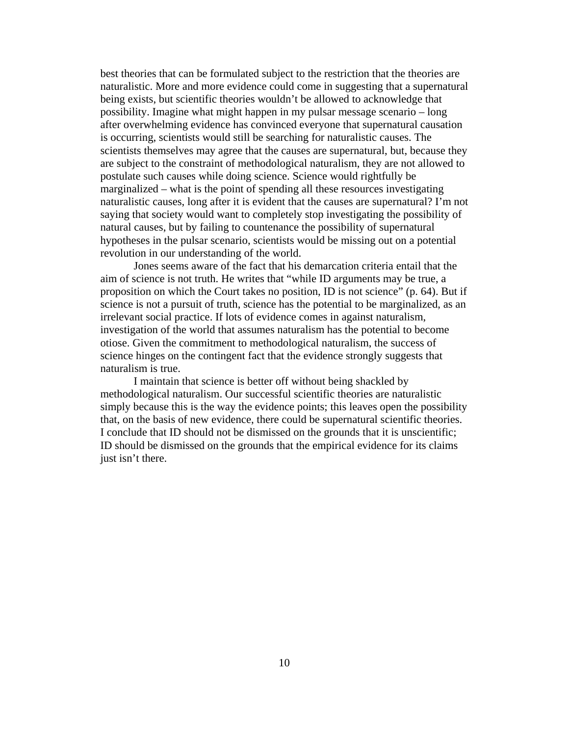best theories that can be formulated subject to the restriction that the theories are naturalistic. More and more evidence could come in suggesting that a supernatural being exists, but scientific theories wouldn't be allowed to acknowledge that possibility. Imagine what might happen in my pulsar message scenario – long after overwhelming evidence has convinced everyone that supernatural causation is occurring, scientists would still be searching for naturalistic causes. The scientists themselves may agree that the causes are supernatural, but, because they are subject to the constraint of methodological naturalism, they are not allowed to postulate such causes while doing science. Science would rightfully be marginalized – what is the point of spending all these resources investigating naturalistic causes, long after it is evident that the causes are supernatural? I'm not saying that society would want to completely stop investigating the possibility of natural causes, but by failing to countenance the possibility of supernatural hypotheses in the pulsar scenario, scientists would be missing out on a potential revolution in our understanding of the world.

Jones seems aware of the fact that his demarcation criteria entail that the aim of science is not truth. He writes that "while ID arguments may be true, a proposition on which the Court takes no position, ID is not science" (p. 64). But if science is not a pursuit of truth, science has the potential to be marginalized, as an irrelevant social practice. If lots of evidence comes in against naturalism, investigation of the world that assumes naturalism has the potential to become otiose. Given the commitment to methodological naturalism, the success of science hinges on the contingent fact that the evidence strongly suggests that naturalism is true.

I maintain that science is better off without being shackled by methodological naturalism. Our successful scientific theories are naturalistic simply because this is the way the evidence points; this leaves open the possibility that, on the basis of new evidence, there could be supernatural scientific theories. I conclude that ID should not be dismissed on the grounds that it is unscientific; ID should be dismissed on the grounds that the empirical evidence for its claims just isn't there.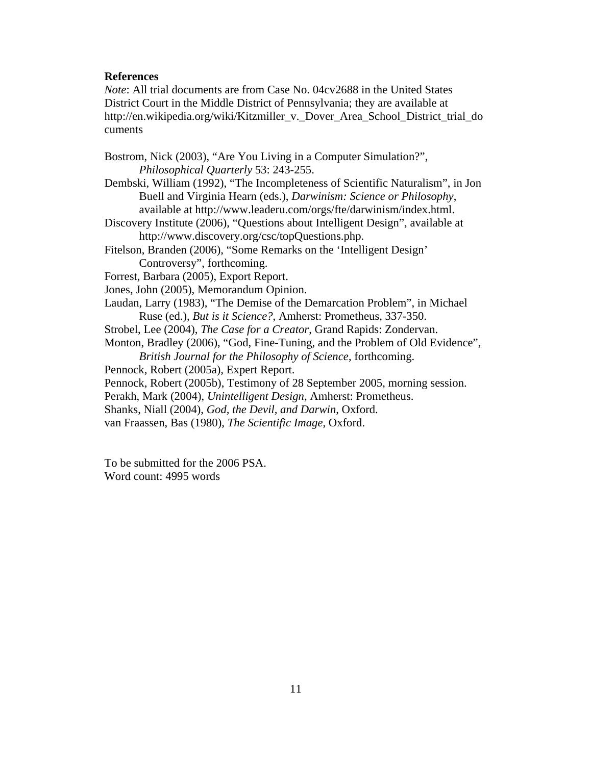**References**

*Note*: All trial documents are from Case No. 04cv2688 in the United States District Court in the Middle District of Pennsylvania; they are available at http://en.wikipedia.org/wiki/Kitzmiller_v._Dover_Area_School_District_trial_documents

Bostrom, Nick (2003), "Are You Living in a Computer Simulation?", *Philosophical Quarterly* 53: 243-255.

Dembski, William (1992), "The Incompleteness of Scientific Naturalism", in Jon Buell and Virginia Hearn (eds.), *Darwinism: Science or Philosophy*, available at http://www.leaderu.com/orgs/fte/darwinism/index.html.

Discovery Institute (2006), "Questions about Intelligent Design", available at http://www.discovery.org/csc/topQuestions.php.

Fitelson, Branden (2006), "Some Remarks on the 'Intelligent Design' Controversy", forthcoming.

Forrest, Barbara (2005), Export Report.

Jones, John (2005), Memorandum Opinion.

Laudan, Larry (1983), "The Demise of the Demarcation Problem", in Michael Ruse (ed.), *But is it Science?*, Amherst: Prometheus, 337-350.

Strobel, Lee (2004), *The Case for a Creator*, Grand Rapids: Zondervan.

Monton, Bradley (2006), "God, Fine-Tuning, and the Problem of Old Evidence", *British Journal for the Philosophy of Science*, forthcoming.

Pennock, Robert (2005a), Expert Report.

Pennock, Robert (2005b), Testimony of 28 September 2005, morning session.

Perakh, Mark (2004), *Unintelligent Design*, Amherst: Prometheus.

Shanks, Niall (2004), *God, the Devil, and Darwin*, Oxford.

van Fraassen, Bas (1980), *The Scientific Image*, Oxford.

To be submitted for the 2006 PSA.
Word count: 4995 words